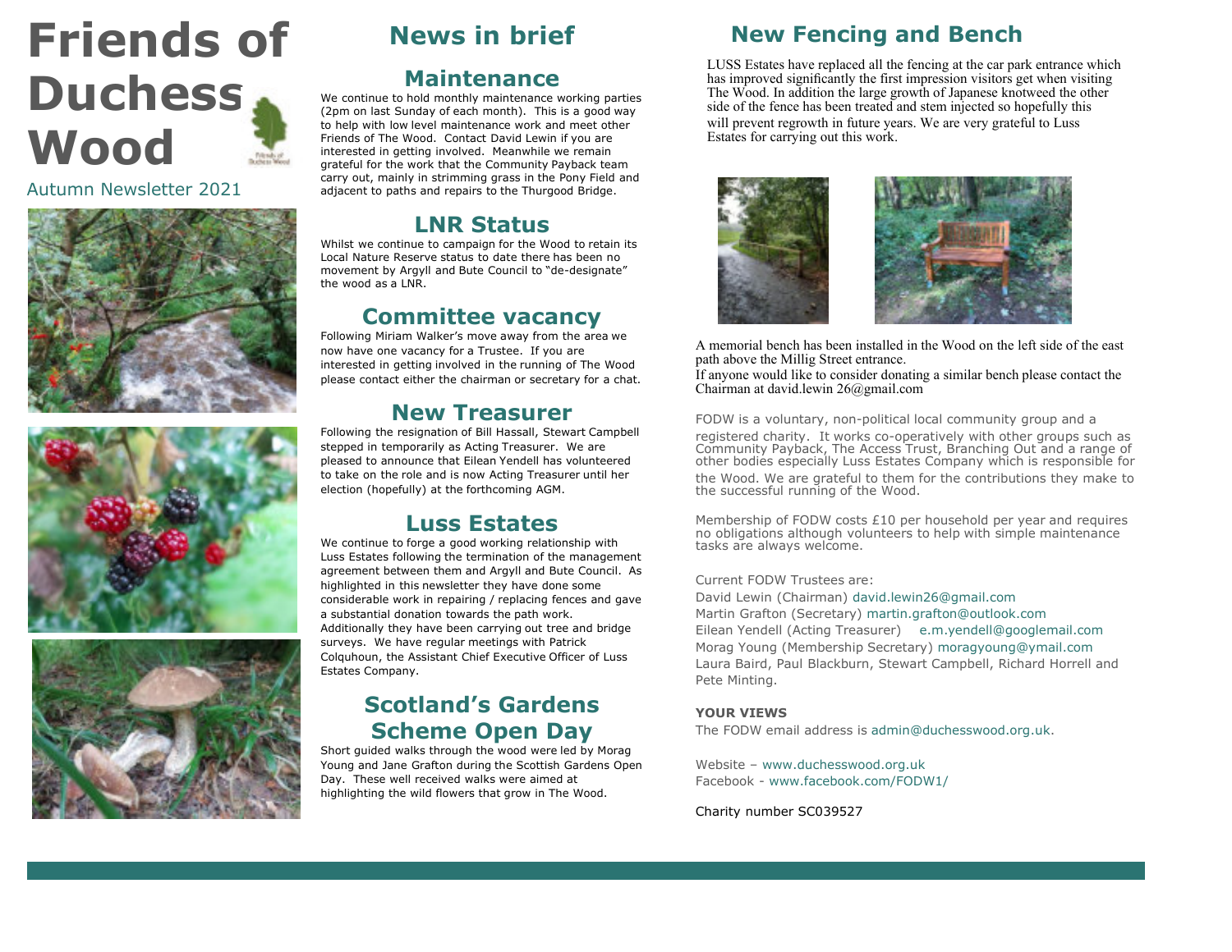# Friends of Duchess Wood

Autumn Newsletter 2021

## News in brief

### Maintenance

We continue to hold monthly maintenance working parties (2pm on last Sunday of each month). This is a good way to help with low level maintenance work and meet other Friends of The Wood. Contact David Lewin if you are interested in getting involved. Meanwhile we remain grateful for the work that the Community Payback team carry out, mainly in strimming grass in the Pony Field and adjacent to paths and repairs to the Thurgood Bridge.

### LNR Status

Whilst we continue to campaign for the Wood to retain its Local Nature Reserve status to date there has been no movement by Argyll and Bute Council to "de-designate" the wood as a LNR.

### Committee vacancy

Following Miriam Walker's move away from the area we now have one vacancy for a Trustee. If you are interested in getting involved in the running of The Wood please contact either the chairman or secretary for a chat.

### New Treasurer

Following the resignation of Bill Hassall, Stewart Campbell stepped in temporarily as Acting Treasurer. We are pleased to announce that Eilean Yendell has volunteered to take on the role and is now Acting Treasurer until her election (hopefully) at the forthcoming AGM.

### Luss Estates

We continue to forge a good working relationship with Luss Estates following the termination of the management agreement between them and Argyll and Bute Council. As highlighted in this newsletter they have done some considerable work in repairing / replacing fences and gave a substantial donation towards the path work. Additionally they have been carrying out tree and bridge surveys. We have regular meetings with Patrick Colquhoun, the Assistant Chief Executive Officer of Luss Estates Company.

### Scotland's Gardens Scheme Open Day

Short guided walks through the wood were led by Morag Young and Jane Grafton during the Scottish Gardens Open Day. These well received walks were aimed at highlighting the wild flowers that grow in The Wood.

## New Fencing and Bench

LUSS Estates have replaced all the fencing at the car park entrance which has improved significantly the first impression visitors get when visiting The Wood. In addition the large growth of Japanese knotweed the other side of the fence has been treated and stem injected so hopefully this will prevent regrowth in future years. We are very grateful to Luss Estates for carrying out this work.

A memorial bench has been installed in the Wood on the left side of the east path above the Millig Street entrance.
If anyone would like to consider donating a similar bench please contact the Chairman at david.lewin 26@gmail.com

FODW is a voluntary, non-political local community group and a registered charity. It works co-operatively with other groups such as Community Payback, The Access Trust, Branching Out and a range of other bodies especially Luss Estates Company which is responsible for the Wood. We are grateful to them for the contributions they make to the successful running of the Wood.

Membership of FODW costs £10 per household per year and requires no obligations although volunteers to help with simple maintenance tasks are always welcome.

Current FODW Trustees are:
David Lewin (Chairman) david.lewin26@gmail.com
Martin Grafton (Secretary) martin.grafton@outlook.com
Eilean Yendell (Acting Treasurer) e.m.yendell@googlemail.com
Morag Young (Membership Secretary) moragyoung@ymail.com
Laura Baird, Paul Blackburn, Stewart Campbell, Richard Horrell and Pete Minting.

**YOUR VIEWS**
The FODW email address is admin@duchesswood.org.uk.

Website – www.duchesswood.org.uk
Facebook - www.facebook.com/FODW1/

Charity number SC039527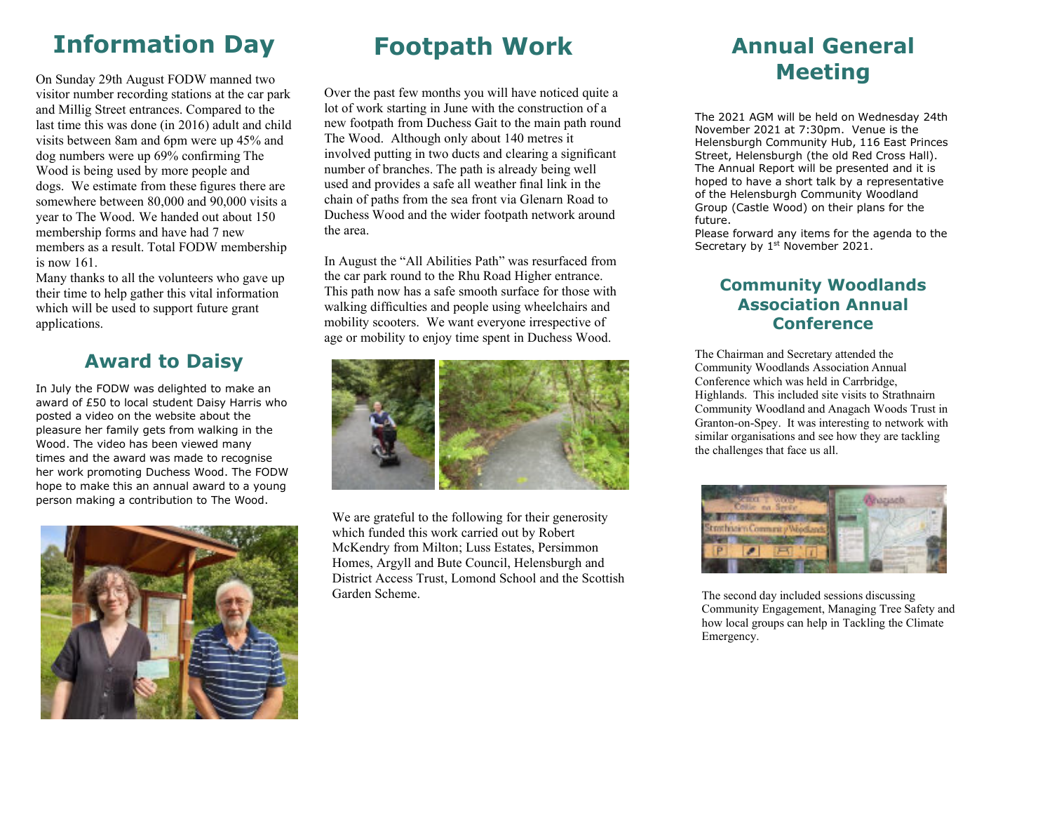# Information Day

On Sunday 29th August FODW manned two visitor number recording stations at the car park and Millig Street entrances. Compared to the last time this was done (in 2016) adult and child visits between 8am and 6pm were up 45% and dog numbers were up 69% confirming The Wood is being used by more people and dogs. We estimate from these figures there are somewhere between 80,000 and 90,000 visits a year to The Wood. We handed out about 150 membership forms and have had 7 new members as a result. Total FODW membership is now 161.

Many thanks to all the volunteers who gave up their time to help gather this vital information which will be used to support future grant applications.

## Award to Daisy

In July the FODW was delighted to make an award of £50 to local student Daisy Harris who posted a video on the website about the pleasure her family gets from walking in the Wood. The video has been viewed many times and the award was made to recognise her work promoting Duchess Wood. The FODW hope to make this an annual award to a young person making a contribution to The Wood.

# Footpath Work

Over the past few months you will have noticed quite a lot of work starting in June with the construction of a new footpath from Duchess Gait to the main path round The Wood. Although only about 140 metres it involved putting in two ducts and clearing a significant number of branches. The path is already being well used and provides a safe all weather final link in the chain of paths from the sea front via Glenarn Road to Duchess Wood and the wider footpath network around the area.

In August the "All Abilities Path" was resurfaced from the car park round to the Rhu Road Higher entrance. This path now has a safe smooth surface for those with walking difficulties and people using wheelchairs and mobility scooters. We want everyone irrespective of age or mobility to enjoy time spent in Duchess Wood.

We are grateful to the following for their generosity which funded this work carried out by Robert McKendry from Milton; Luss Estates, Persimmon Homes, Argyll and Bute Council, Helensburgh and District Access Trust, Lomond School and the Scottish Garden Scheme.

# Annual General Meeting

The 2021 AGM will be held on Wednesday 24th November 2021 at 7:30pm. Venue is the Helensburgh Community Hub, 116 East Princes Street, Helensburgh (the old Red Cross Hall). The Annual Report will be presented and it is hoped to have a short talk by a representative of the Helensburgh Community Woodland Group (Castle Wood) on their plans for the future.

Please forward any items for the agenda to the Secretary by 1st November 2021.

## Community Woodlands Association Annual Conference

The Chairman and Secretary attended the Community Woodlands Association Annual Conference which was held in Carrbridge, Highlands. This included site visits to Strathnairn Community Woodland and Anagach Woods Trust in Granton-on-Spey. It was interesting to network with similar organisations and see how they are tackling the challenges that face us all.

The second day included sessions discussing Community Engagement, Managing Tree Safety and how local groups can help in Tackling the Climate Emergency.